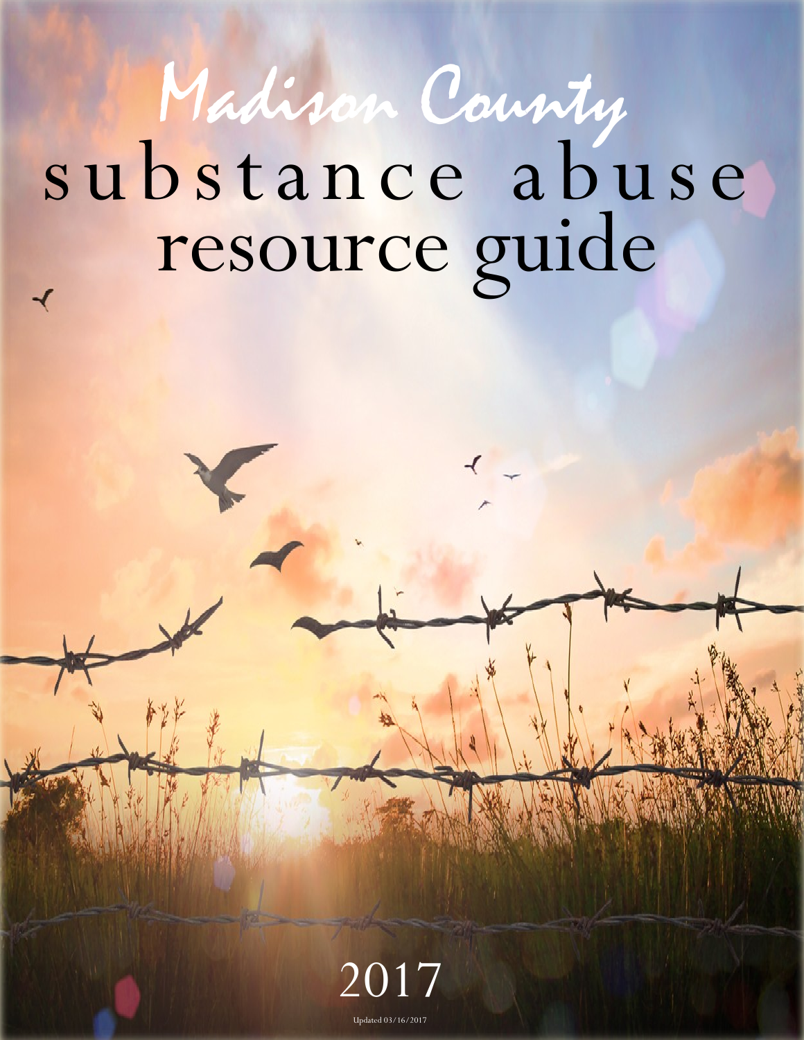# Madison County
# substance abuse resource guide

2017

Updated 03/16/2017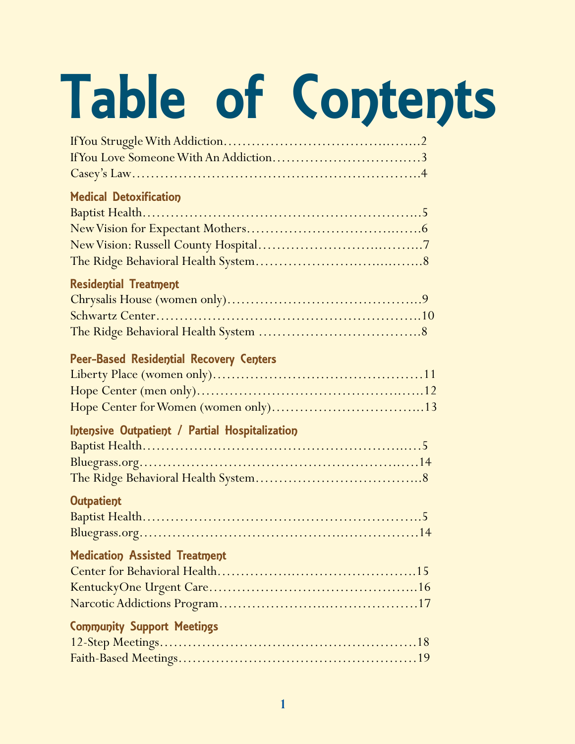# Table of Contents

If You Struggle With Addiction....................................................2
If You Love Someone With An Addiction....................................3
Casey's Law..................................................................................4

## Medical Detoxification

Baptist Health...............................................................................5
New Vision for Expectant Mothers..............................................6
New Vision: Russell County Hospital..........................................7
The Ridge Behavioral Health System...........................................8

## Residential Treatment

Chrysalis House (women only).....................................................9
Schwartz Center...........................................................................10
The Ridge Behavioral Health System ..........................................8

## Peer-Based Residential Recovery Centers

Liberty Place (women only)........................................................11
Hope Center (men only).............................................................12
Hope Center for Women (women only).....................................13

## Intensive Outpatient / Partial Hospitalization

Baptist Health...............................................................................5
Bluegrass.org...............................................................................14
The Ridge Behavioral Health System...........................................8

## Outpatient

Baptist Health...............................................................................5
Bluegrass.org...............................................................................14

## Medication Assisted Treatment

Center for Behavioral Health......................................................15
KentuckyOne Urgent Care..........................................................16
Narcotic Addictions Program......................................................17

## Community Support Meetings

12-Step Meetings.........................................................................18
Faith-Based Meetings..................................................................19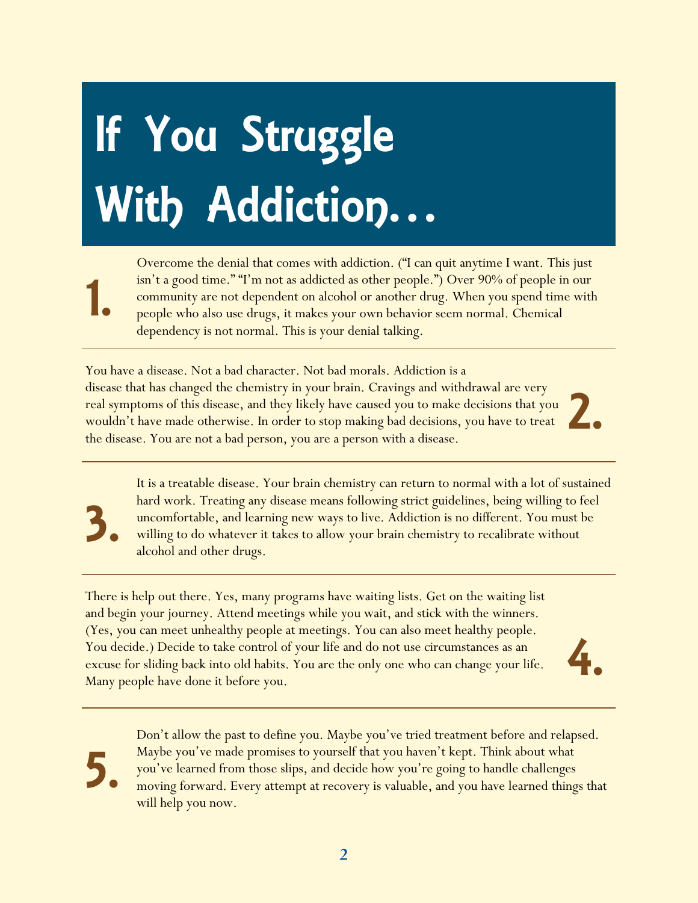# If You Struggle With Addiction…

1. Overcome the denial that comes with addiction. ("I can quit anytime I want. This just isn't a good time." "I'm not as addicted as other people.") Over 90% of people in our community are not dependent on alcohol or another drug. When you spend time with people who also use drugs, it makes your own behavior seem normal. Chemical dependency is not normal. This is your denial talking.

2. You have a disease. Not a bad character. Not bad morals. Addiction is a disease that has changed the chemistry in your brain. Cravings and withdrawal are very real symptoms of this disease, and they likely have caused you to make decisions that you wouldn't have made otherwise. In order to stop making bad decisions, you have to treat the disease. You are not a bad person, you are a person with a disease.

3. It is a treatable disease. Your brain chemistry can return to normal with a lot of sustained hard work. Treating any disease means following strict guidelines, being willing to feel uncomfortable, and learning new ways to live. Addiction is no different. You must be willing to do whatever it takes to allow your brain chemistry to recalibrate without alcohol and other drugs.

4. There is help out there. Yes, many programs have waiting lists. Get on the waiting list and begin your journey. Attend meetings while you wait, and stick with the winners. (Yes, you can meet unhealthy people at meetings. You can also meet healthy people. You decide.) Decide to take control of your life and do not use circumstances as an excuse for sliding back into old habits. You are the only one who can change your life. Many people have done it before you.

5. Don't allow the past to define you. Maybe you've tried treatment before and relapsed. Maybe you've made promises to yourself that you haven't kept. Think about what you've learned from those slips, and decide how you're going to handle challenges moving forward. Every attempt at recovery is valuable, and you have learned things that will help you now.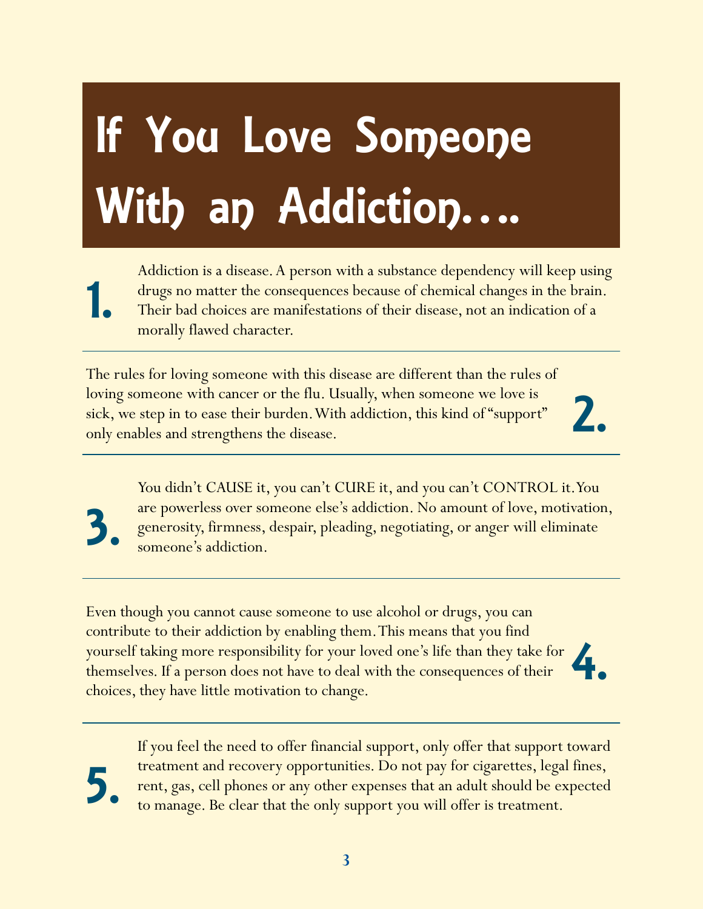# If You Love Someone With an Addiction....

**1.** Addiction is a disease. A person with a substance dependency will keep using drugs no matter the consequences because of chemical changes in the brain. Their bad choices are manifestations of their disease, not an indication of a morally flawed character.

**2.** The rules for loving someone with this disease are different than the rules of loving someone with cancer or the flu. Usually, when someone we love is sick, we step in to ease their burden. With addiction, this kind of "support" only enables and strengthens the disease.

**3.** You didn't CAUSE it, you can't CURE it, and you can't CONTROL it. You are powerless over someone else's addiction. No amount of love, motivation, generosity, firmness, despair, pleading, negotiating, or anger will eliminate someone's addiction.

**4.** Even though you cannot cause someone to use alcohol or drugs, you can contribute to their addiction by enabling them. This means that you find yourself taking more responsibility for your loved one's life than they take for themselves. If a person does not have to deal with the consequences of their choices, they have little motivation to change.

**5.** If you feel the need to offer financial support, only offer that support toward treatment and recovery opportunities. Do not pay for cigarettes, legal fines, rent, gas, cell phones or any other expenses that an adult should be expected to manage. Be clear that the only support you will offer is treatment.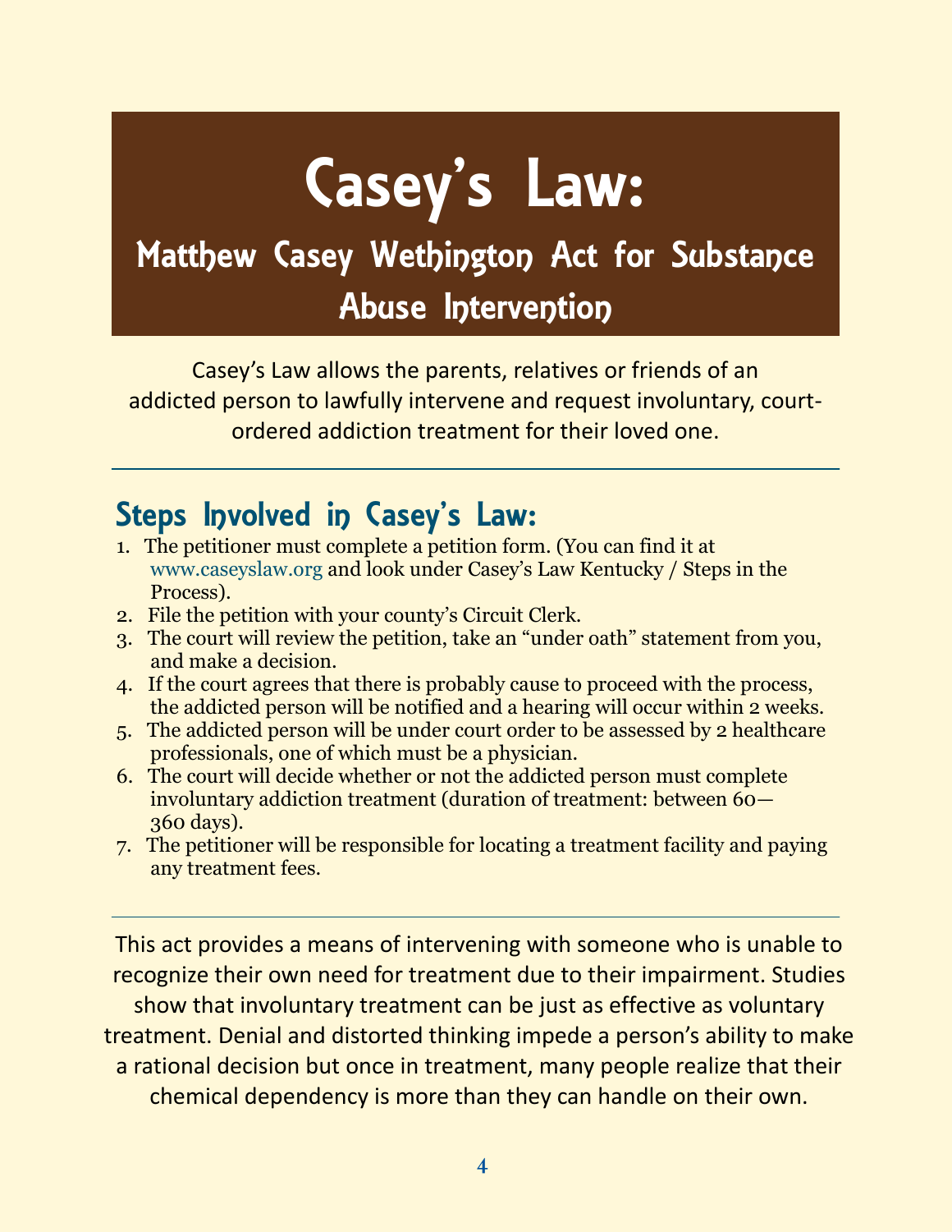# Casey's Law:

## Matthew Casey Wethington Act for Substance Abuse Intervention

Casey's Law allows the parents, relatives or friends of an addicted person to lawfully intervene and request involuntary, court-ordered addiction treatment for their loved one.

---

### Steps Involved in Casey's Law:

1. The petitioner must complete a petition form. (You can find it at www.caseyslaw.org and look under Casey's Law Kentucky / Steps in the Process).
2. File the petition with your county's Circuit Clerk.
3. The court will review the petition, take an "under oath" statement from you, and make a decision.
4. If the court agrees that there is probably cause to proceed with the process, the addicted person will be notified and a hearing will occur within 2 weeks.
5. The addicted person will be under court order to be assessed by 2 healthcare professionals, one of which must be a physician.
6. The court will decide whether or not the addicted person must complete involuntary addiction treatment (duration of treatment: between 60—360 days).
7. The petitioner will be responsible for locating a treatment facility and paying any treatment fees.

---

This act provides a means of intervening with someone who is unable to recognize their own need for treatment due to their impairment. Studies show that involuntary treatment can be just as effective as voluntary treatment. Denial and distorted thinking impede a person's ability to make a rational decision but once in treatment, many people realize that their chemical dependency is more than they can handle on their own.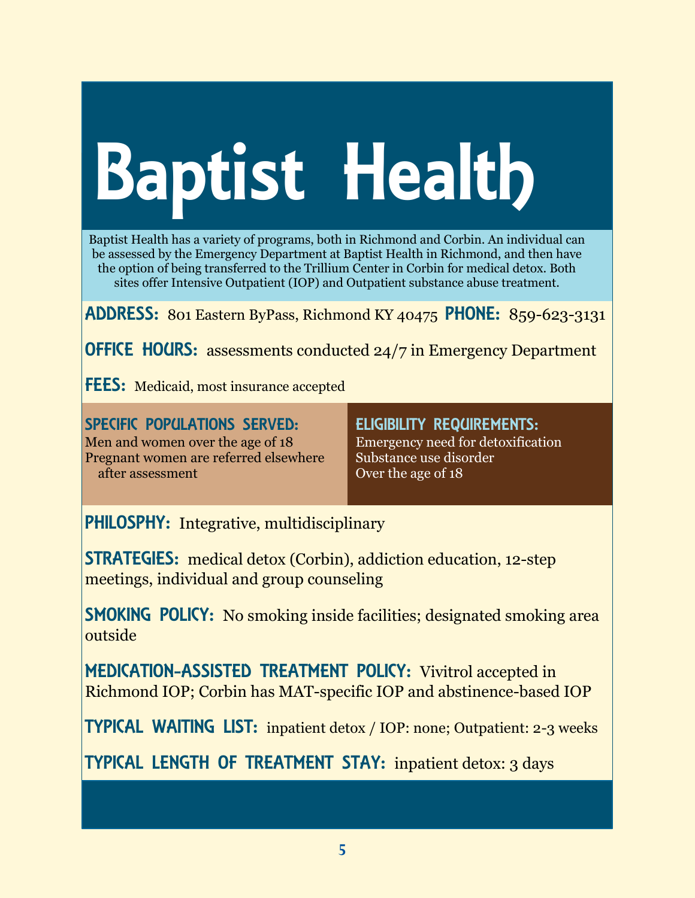# Baptist Health

Baptist Health has a variety of programs, both in Richmond and Corbin. An individual can be assessed by the Emergency Department at Baptist Health in Richmond, and then have the option of being transferred to the Trillium Center in Corbin for medical detox. Both sites offer Intensive Outpatient (IOP) and Outpatient substance abuse treatment.

**ADDRESS:** 801 Eastern ByPass, Richmond KY 40475 **PHONE:** 859-623-3131

**OFFICE HOURS:** assessments conducted 24/7 in Emergency Department

**FEES:** Medicaid, most insurance accepted

**SPECIFIC POPULATIONS SERVED:**
Men and women over the age of 18
Pregnant women are referred elsewhere after assessment

**ELIGIBILITY REQUIREMENTS:**
Emergency need for detoxification
Substance use disorder
Over the age of 18

**PHILOSPHY:** Integrative, multidisciplinary

**STRATEGIES:** medical detox (Corbin), addiction education, 12-step meetings, individual and group counseling

**SMOKING POLICY:** No smoking inside facilities; designated smoking area outside

**MEDICATION-ASSISTED TREATMENT POLICY:** Vivitrol accepted in Richmond IOP; Corbin has MAT-specific IOP and abstinence-based IOP

**TYPICAL WAITING LIST:** inpatient detox / IOP: none; Outpatient: 2-3 weeks

**TYPICAL LENGTH OF TREATMENT STAY:** inpatient detox: 3 days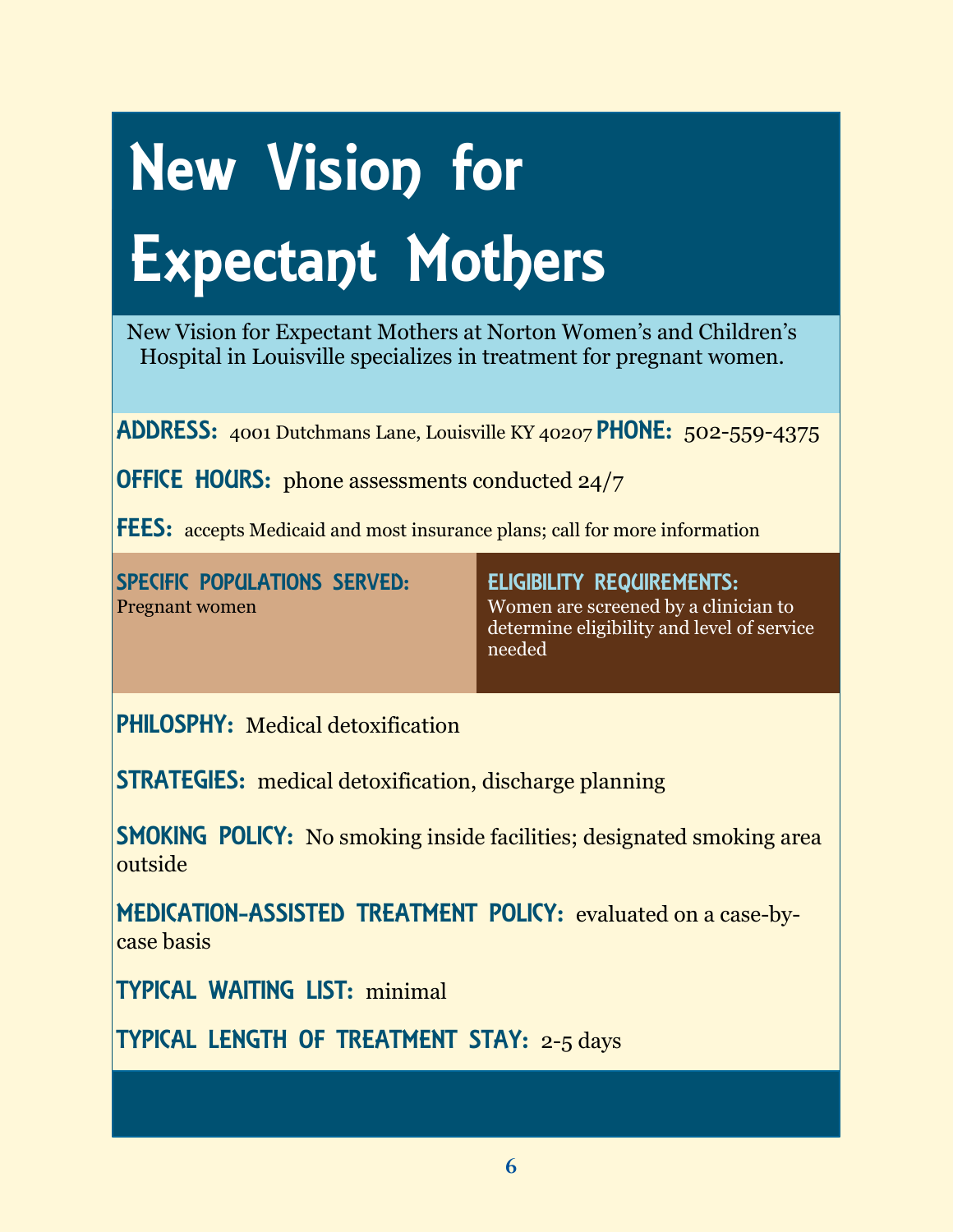# New Vision for Expectant Mothers

New Vision for Expectant Mothers at Norton Women's and Children's Hospital in Louisville specializes in treatment for pregnant women.

**ADDRESS:** 4001 Dutchmans Lane, Louisville KY 40207 **PHONE:** 502-559-4375

**OFFICE HOURS:** phone assessments conducted 24/7

**FEES:** accepts Medicaid and most insurance plans; call for more information

**SPECIFIC POPULATIONS SERVED:**
Pregnant women

**ELIGIBILITY REQUIREMENTS:**
Women are screened by a clinician to determine eligibility and level of service needed

**PHILOSPHY:** Medical detoxification

**STRATEGIES:** medical detoxification, discharge planning

**SMOKING POLICY:** No smoking inside facilities; designated smoking area outside

**MEDICATION-ASSISTED TREATMENT POLICY:** evaluated on a case-by-case basis

**TYPICAL WAITING LIST:** minimal

**TYPICAL LENGTH OF TREATMENT STAY:** 2-5 days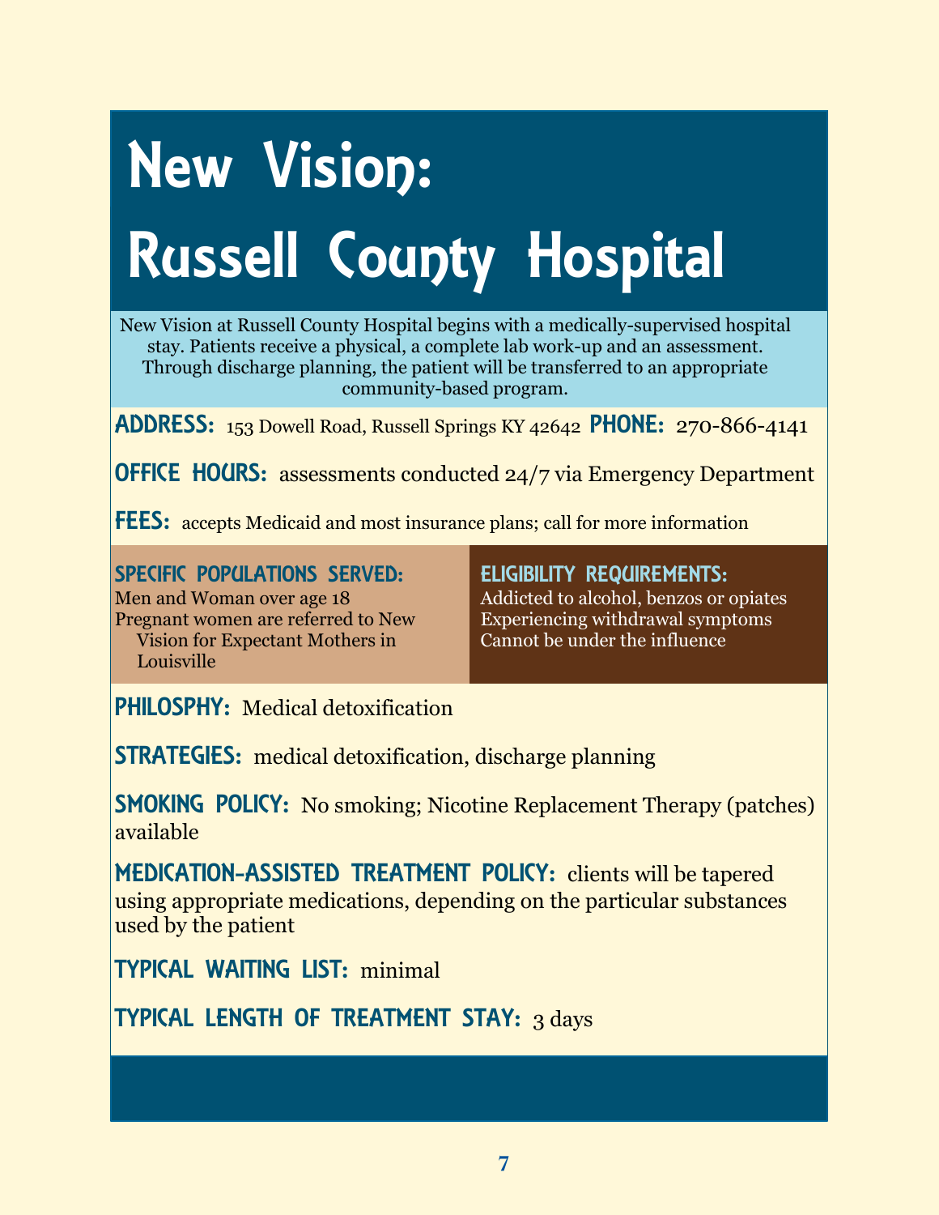# New Vision: Russell County Hospital

New Vision at Russell County Hospital begins with a medically-supervised hospital stay. Patients receive a physical, a complete lab work-up and an assessment. Through discharge planning, the patient will be transferred to an appropriate community-based program.

**ADDRESS:** 153 Dowell Road, Russell Springs KY 42642 **PHONE:** 270-866-4141

**OFFICE HOURS:** assessments conducted 24/7 via Emergency Department

**FEES:** accepts Medicaid and most insurance plans; call for more information

**SPECIFIC POPULATIONS SERVED:**

Men and Woman over age 18

Pregnant women are referred to New Vision for Expectant Mothers in Louisville

**ELIGIBILITY REQUIREMENTS:**

Addicted to alcohol, benzos or opiates

Experiencing withdrawal symptoms

Cannot be under the influence

**PHILOSPHY:** Medical detoxification

**STRATEGIES:** medical detoxification, discharge planning

**SMOKING POLICY:** No smoking; Nicotine Replacement Therapy (patches) available

**MEDICATION-ASSISTED TREATMENT POLICY:** clients will be tapered using appropriate medications, depending on the particular substances used by the patient

**TYPICAL WAITING LIST:** minimal

**TYPICAL LENGTH OF TREATMENT STAY:** 3 days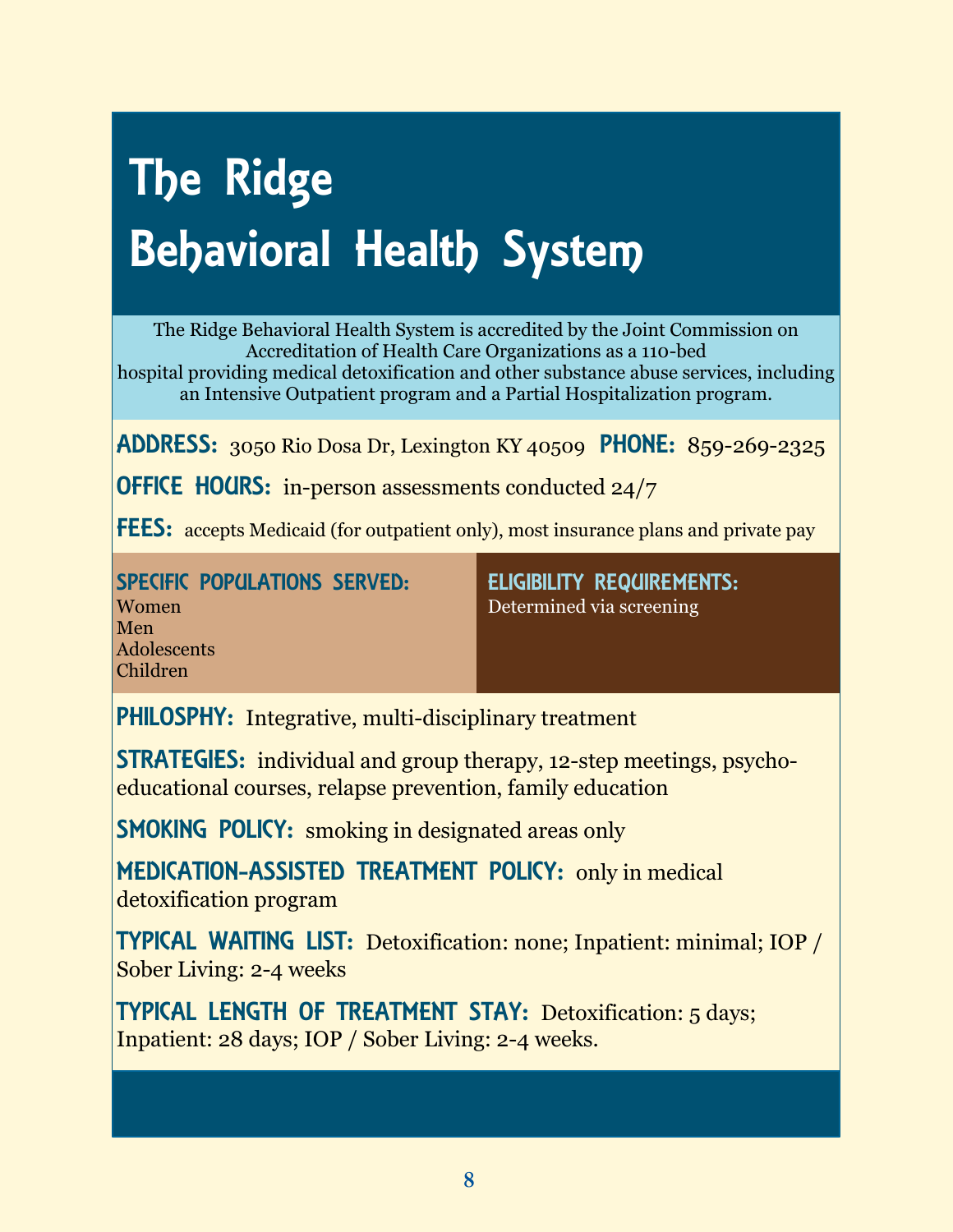# The Ridge Behavioral Health System

The Ridge Behavioral Health System is accredited by the Joint Commission on Accreditation of Health Care Organizations as a 110-bed hospital providing medical detoxification and other substance abuse services, including an Intensive Outpatient program and a Partial Hospitalization program.

**ADDRESS:** 3050 Rio Dosa Dr, Lexington KY 40509 **PHONE:** 859-269-2325

**OFFICE HOURS:** in-person assessments conducted 24/7

**FEES:** accepts Medicaid (for outpatient only), most insurance plans and private pay

**SPECIFIC POPULATIONS SERVED:**
Women
Men
Adolescents
Children

**ELIGIBILITY REQUIREMENTS:**
Determined via screening

**PHILOSPHY:** Integrative, multi-disciplinary treatment

**STRATEGIES:** individual and group therapy, 12-step meetings, psycho-educational courses, relapse prevention, family education

**SMOKING POLICY:** smoking in designated areas only

**MEDICATION-ASSISTED TREATMENT POLICY:** only in medical detoxification program

**TYPICAL WAITING LIST:** Detoxification: none; Inpatient: minimal; IOP / Sober Living: 2-4 weeks

**TYPICAL LENGTH OF TREATMENT STAY:** Detoxification: 5 days; Inpatient: 28 days; IOP / Sober Living: 2-4 weeks.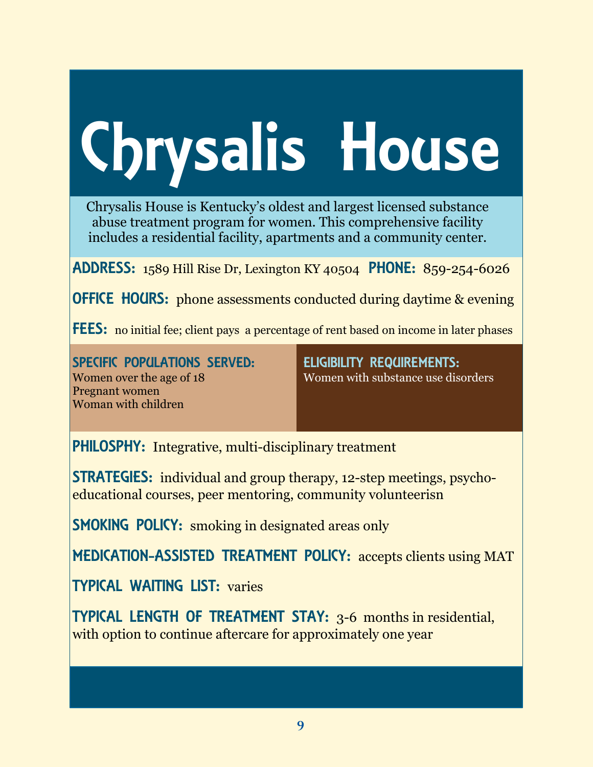# Chrysalis House

Chrysalis House is Kentucky's oldest and largest licensed substance abuse treatment program for women. This comprehensive facility includes a residential facility, apartments and a community center.

**ADDRESS:** 1589 Hill Rise Dr, Lexington KY 40504 **PHONE:** 859-254-6026

**OFFICE HOURS:** phone assessments conducted during daytime & evening

**FEES:** no initial fee; client pays a percentage of rent based on income in later phases

**SPECIFIC POPULATIONS SERVED:**
Women over the age of 18
Pregnant women
Woman with children

**ELIGIBILITY REQUIREMENTS:**
Women with substance use disorders

**PHILOSPHY:** Integrative, multi-disciplinary treatment

**STRATEGIES:** individual and group therapy, 12-step meetings, psycho-educational courses, peer mentoring, community volunteerisn

**SMOKING POLICY:** smoking in designated areas only

**MEDICATION-ASSISTED TREATMENT POLICY:** accepts clients using MAT

**TYPICAL WAITING LIST:** varies

**TYPICAL LENGTH OF TREATMENT STAY:** 3-6 months in residential, with option to continue aftercare for approximately one year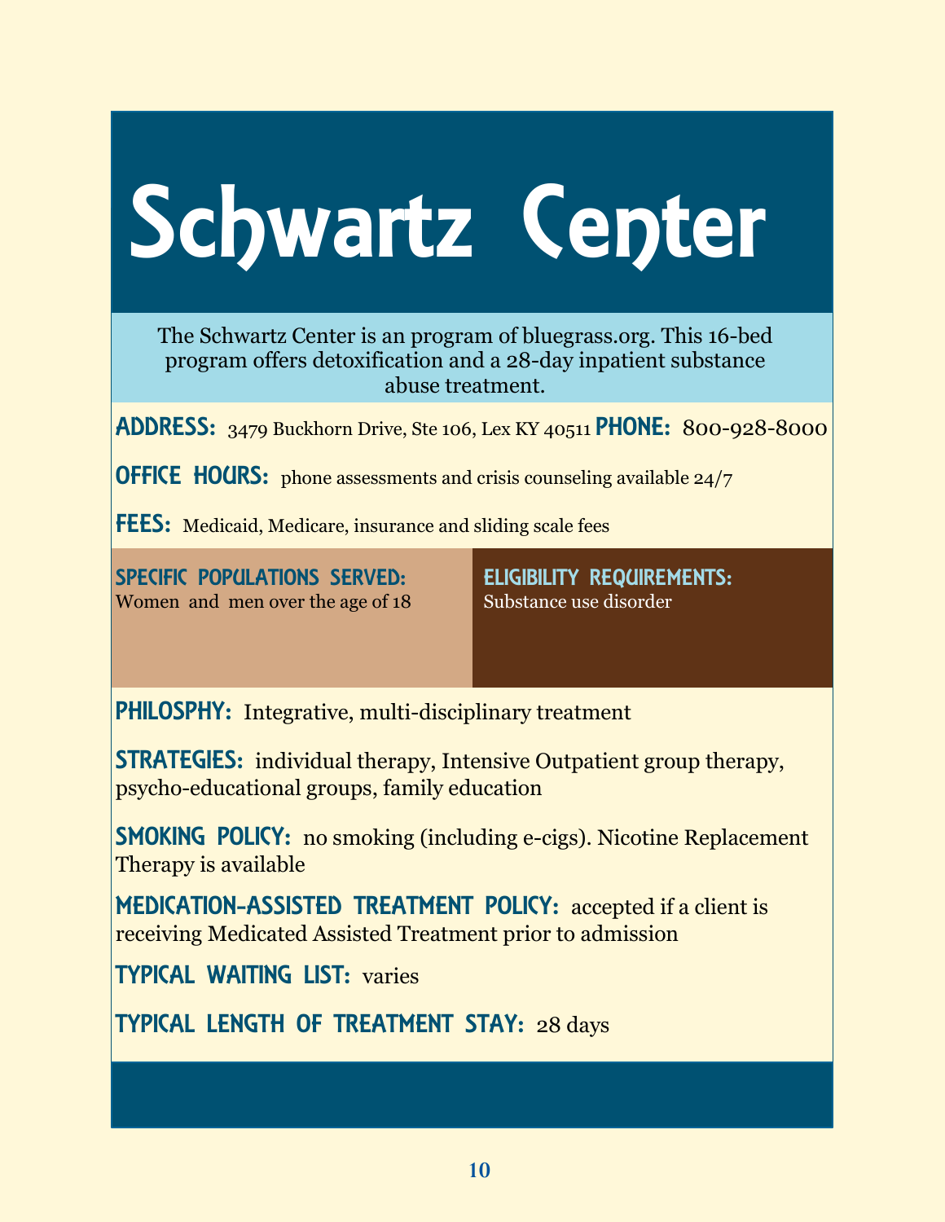# Schwartz Center

The Schwartz Center is an program of bluegrass.org. This 16-bed program offers detoxification and a 28-day inpatient substance abuse treatment.

**ADDRESS:** 3479 Buckhorn Drive, Ste 106, Lex KY 40511 **PHONE:** 800-928-8000

**OFFICE HOURS:** phone assessments and crisis counseling available 24/7

**FEES:** Medicaid, Medicare, insurance and sliding scale fees

**SPECIFIC POPULATIONS SERVED:**
Women and men over the age of 18

**ELIGIBILITY REQUIREMENTS:**
Substance use disorder

**PHILOSPHY:** Integrative, multi-disciplinary treatment

**STRATEGIES:** individual therapy, Intensive Outpatient group therapy, psycho-educational groups, family education

**SMOKING POLICY:** no smoking (including e-cigs). Nicotine Replacement Therapy is available

**MEDICATION-ASSISTED TREATMENT POLICY:** accepted if a client is receiving Medicated Assisted Treatment prior to admission

**TYPICAL WAITING LIST:** varies

**TYPICAL LENGTH OF TREATMENT STAY:** 28 days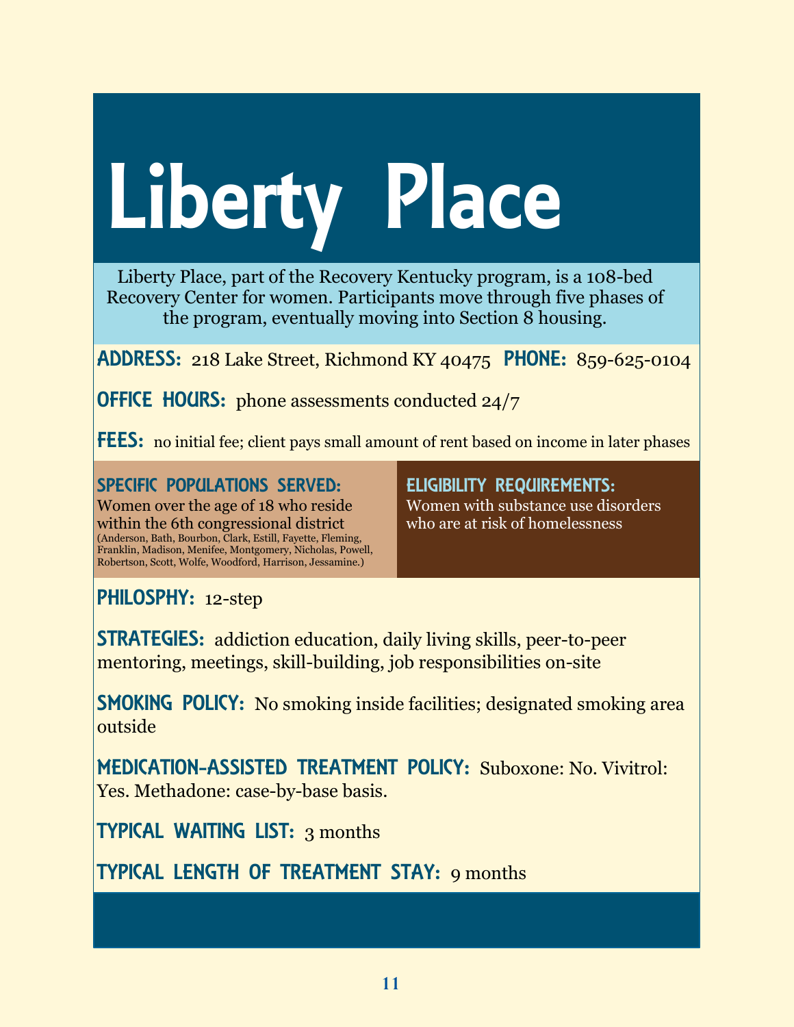# Liberty Place

Liberty Place, part of the Recovery Kentucky program, is a 108-bed Recovery Center for women. Participants move through five phases of the program, eventually moving into Section 8 housing.

**ADDRESS:** 218 Lake Street, Richmond KY 40475 **PHONE:** 859-625-0104

**OFFICE HOURS:** phone assessments conducted 24/7

**FEES:** no initial fee; client pays small amount of rent based on income in later phases

**SPECIFIC POPULATIONS SERVED:**
Women over the age of 18 who reside within the 6th congressional district (Anderson, Bath, Bourbon, Clark, Estill, Fayette, Fleming, Franklin, Madison, Menifee, Montgomery, Nicholas, Powell, Robertson, Scott, Wolfe, Woodford, Harrison, Jessamine.)

**ELIGIBILITY REQUIREMENTS:**
Women with substance use disorders who are at risk of homelessness

**PHILOSPHY:** 12-step

**STRATEGIES:** addiction education, daily living skills, peer-to-peer mentoring, meetings, skill-building, job responsibilities on-site

**SMOKING POLICY:** No smoking inside facilities; designated smoking area outside

**MEDICATION-ASSISTED TREATMENT POLICY:** Suboxone: No. Vivitrol: Yes. Methadone: case-by-base basis.

**TYPICAL WAITING LIST:** 3 months

**TYPICAL LENGTH OF TREATMENT STAY:** 9 months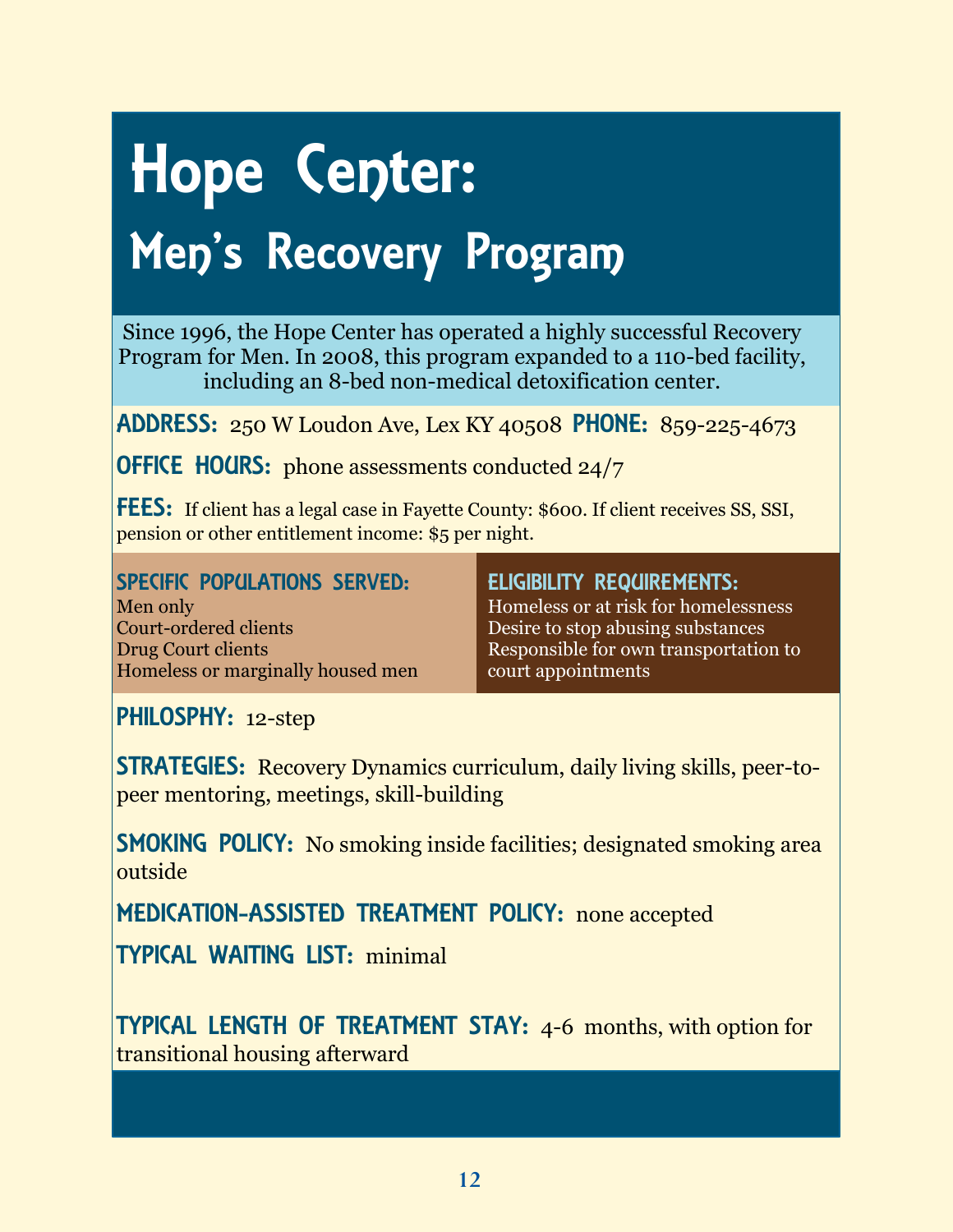# Hope Center:

## Men's Recovery Program

Since 1996, the Hope Center has operated a highly successful Recovery Program for Men. In 2008, this program expanded to a 110-bed facility, including an 8-bed non-medical detoxification center.

**ADDRESS:** 250 W Loudon Ave, Lex KY 40508 **PHONE:** 859-225-4673

**OFFICE HOURS:** phone assessments conducted 24/7

**FEES:** If client has a legal case in Fayette County: $600. If client receives SS, SSI, pension or other entitlement income: $5 per night.

**SPECIFIC POPULATIONS SERVED:**
Men only
Court-ordered clients
Drug Court clients
Homeless or marginally housed men

**ELIGIBILITY REQUIREMENTS:**
Homeless or at risk for homelessness
Desire to stop abusing substances
Responsible for own transportation to court appointments

**PHILOSPHY:** 12-step

**STRATEGIES:** Recovery Dynamics curriculum, daily living skills, peer-to-peer mentoring, meetings, skill-building

**SMOKING POLICY:** No smoking inside facilities; designated smoking area outside

**MEDICATION-ASSISTED TREATMENT POLICY:** none accepted

**TYPICAL WAITING LIST:** minimal

**TYPICAL LENGTH OF TREATMENT STAY:** 4-6 months, with option for transitional housing afterward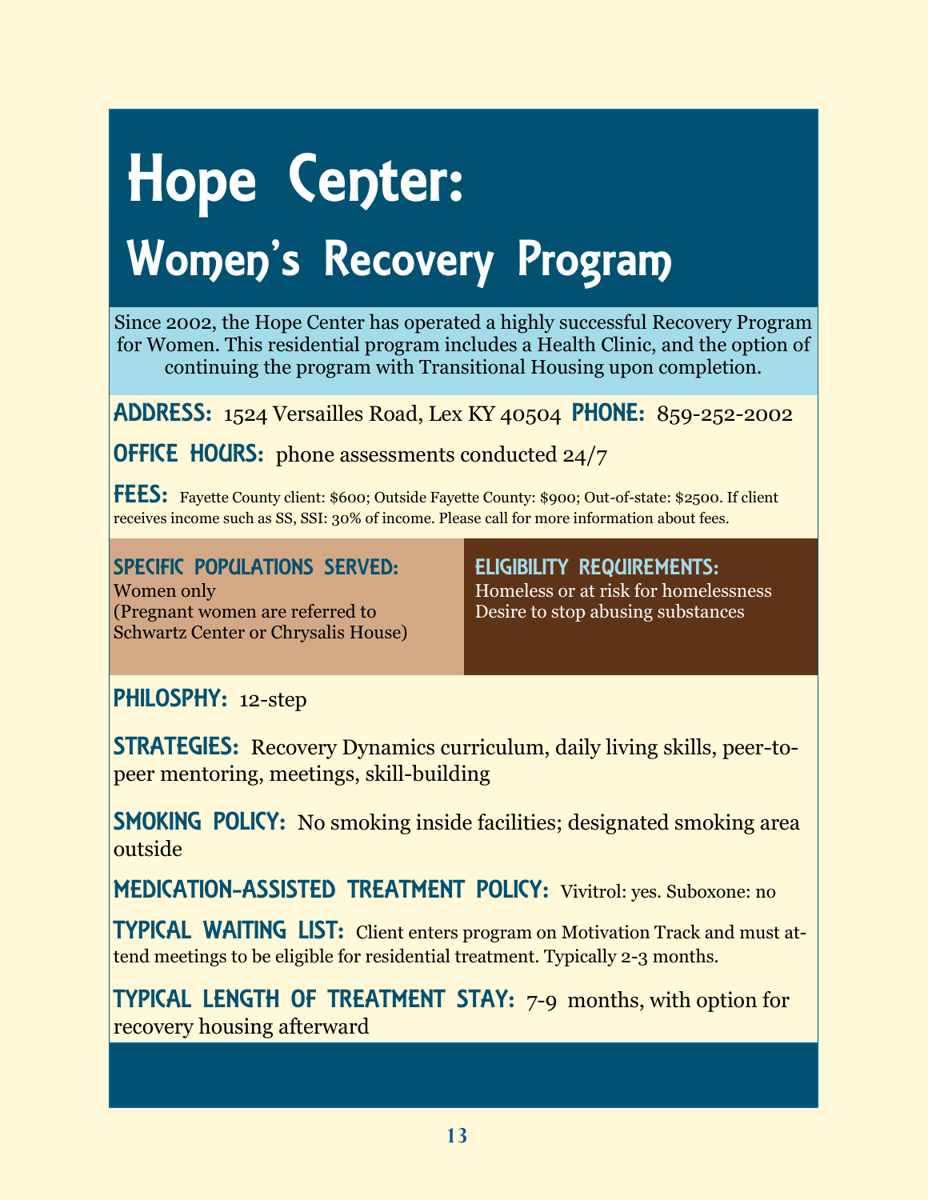# Hope Center:

## Women's Recovery Program

Since 2002, the Hope Center has operated a highly successful Recovery Program for Women. This residential program includes a Health Clinic, and the option of continuing the program with Transitional Housing upon completion.

**ADDRESS:** 1524 Versailles Road, Lex KY 40504 **PHONE:** 859-252-2002

**OFFICE HOURS:** phone assessments conducted 24/7

**FEES:** Fayette County client: $600; Outside Fayette County: $900; Out-of-state: $2500. If client receives income such as SS, SSI: 30% of income. Please call for more information about fees.

**SPECIFIC POPULATIONS SERVED:**
Women only
(Pregnant women are referred to Schwartz Center or Chrysalis House)

**ELIGIBILITY REQUIREMENTS:**
Homeless or at risk for homelessness
Desire to stop abusing substances

**PHILOSPHY:** 12-step

**STRATEGIES:** Recovery Dynamics curriculum, daily living skills, peer-to-peer mentoring, meetings, skill-building

**SMOKING POLICY:** No smoking inside facilities; designated smoking area outside

**MEDICATION-ASSISTED TREATMENT POLICY:** Vivitrol: yes. Suboxone: no

**TYPICAL WAITING LIST:** Client enters program on Motivation Track and must attend meetings to be eligible for residential treatment. Typically 2-3 months.

**TYPICAL LENGTH OF TREATMENT STAY:** 7-9 months, with option for recovery housing afterward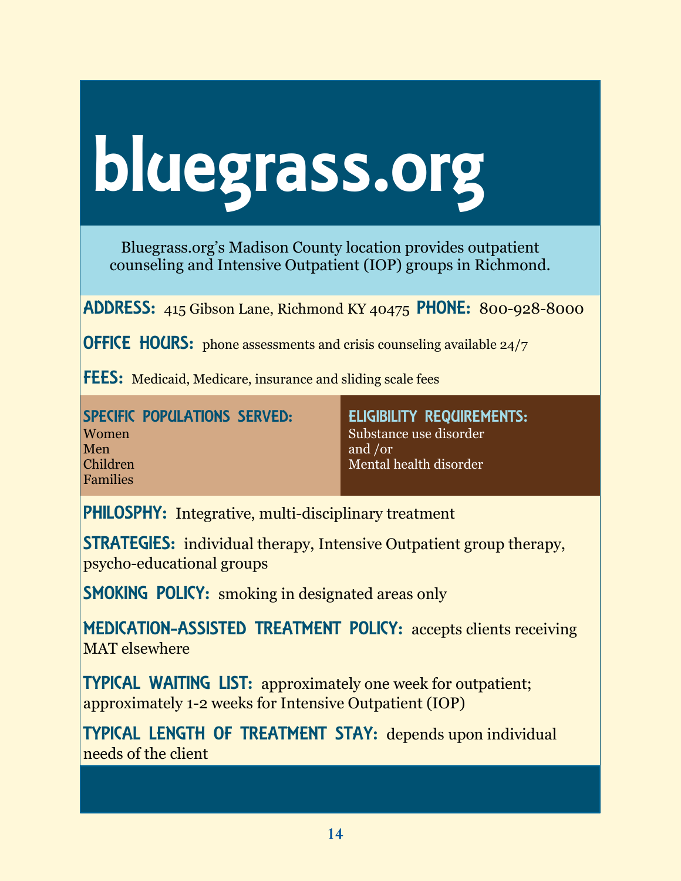# bluegrass.org

Bluegrass.org's Madison County location provides outpatient counseling and Intensive Outpatient (IOP) groups in Richmond.

**ADDRESS:** 415 Gibson Lane, Richmond KY 40475 **PHONE:** 800-928-8000

**OFFICE HOURS:** phone assessments and crisis counseling available 24/7

**FEES:** Medicaid, Medicare, insurance and sliding scale fees

**SPECIFIC POPULATIONS SERVED:**
Women
Men
Children
Families

**ELIGIBILITY REQUIREMENTS:**
Substance use disorder
and /or
Mental health disorder

**PHILOSPHY:** Integrative, multi-disciplinary treatment

**STRATEGIES:** individual therapy, Intensive Outpatient group therapy, psycho-educational groups

**SMOKING POLICY:** smoking in designated areas only

**MEDICATION-ASSISTED TREATMENT POLICY:** accepts clients receiving MAT elsewhere

**TYPICAL WAITING LIST:** approximately one week for outpatient; approximately 1-2 weeks for Intensive Outpatient (IOP)

**TYPICAL LENGTH OF TREATMENT STAY:** depends upon individual needs of the client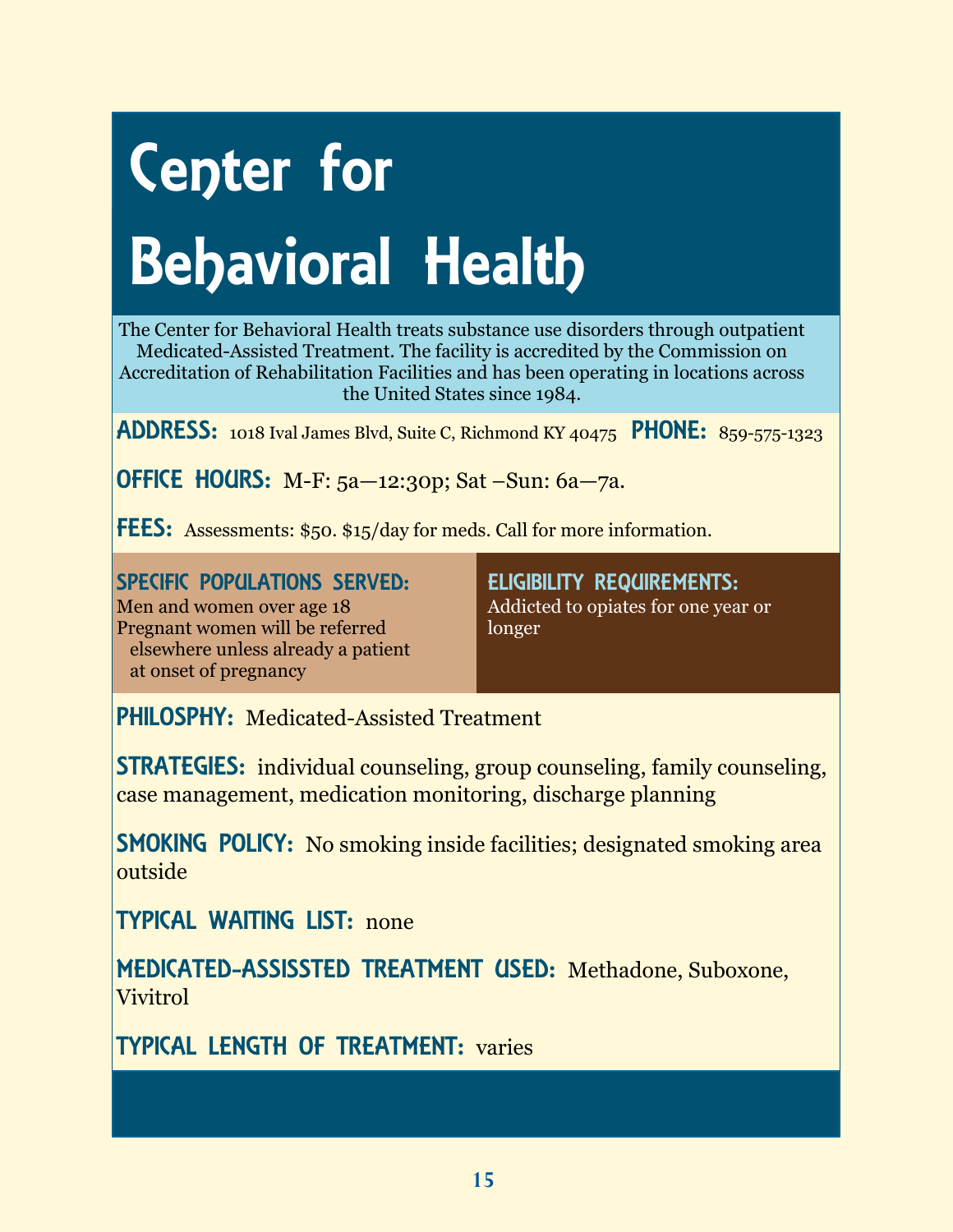# Center for Behavioral Health

The Center for Behavioral Health treats substance use disorders through outpatient Medicated-Assisted Treatment. The facility is accredited by the Commission on Accreditation of Rehabilitation Facilities and has been operating in locations across the United States since 1984.

**ADDRESS:** 1018 Ival James Blvd, Suite C, Richmond KY 40475 **PHONE:** 859-575-1323

**OFFICE HOURS:** M-F: 5a—12:30p; Sat –Sun: 6a—7a.

**FEES:** Assessments: $50. $15/day for meds. Call for more information.

**SPECIFIC POPULATIONS SERVED:**
Men and women over age 18
Pregnant women will be referred elsewhere unless already a patient at onset of pregnancy

**ELIGIBILITY REQUIREMENTS:**
Addicted to opiates for one year or longer

**PHILOSPHY:** Medicated-Assisted Treatment

**STRATEGIES:** individual counseling, group counseling, family counseling, case management, medication monitoring, discharge planning

**SMOKING POLICY:** No smoking inside facilities; designated smoking area outside

**TYPICAL WAITING LIST:** none

**MEDICATED-ASSISSTED TREATMENT USED:** Methadone, Suboxone, Vivitrol

**TYPICAL LENGTH OF TREATMENT:** varies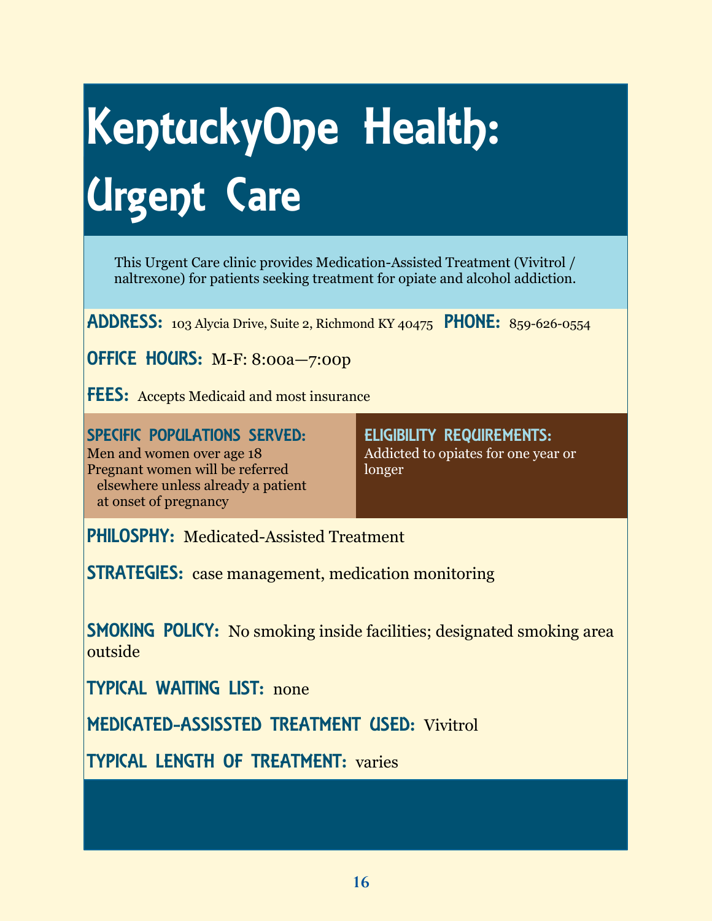# KentuckyOne Health: Urgent Care

This Urgent Care clinic provides Medication-Assisted Treatment (Vivitrol / naltrexone) for patients seeking treatment for opiate and alcohol addiction.

**ADDRESS:** 103 Alycia Drive, Suite 2, Richmond KY 40475 **PHONE:** 859-626-0554

**OFFICE HOURS:** M-F: 8:00a—7:00p

**FEES:** Accepts Medicaid and most insurance

**SPECIFIC POPULATIONS SERVED:**
Men and women over age 18
Pregnant women will be referred elsewhere unless already a patient at onset of pregnancy

**ELIGIBILITY REQUIREMENTS:**
Addicted to opiates for one year or longer

**PHILOSPHY:** Medicated-Assisted Treatment

**STRATEGIES:** case management, medication monitoring

**SMOKING POLICY:** No smoking inside facilities; designated smoking area outside

**TYPICAL WAITING LIST:** none

**MEDICATED-ASSISSTED TREATMENT USED:** Vivitrol

**TYPICAL LENGTH OF TREATMENT:** varies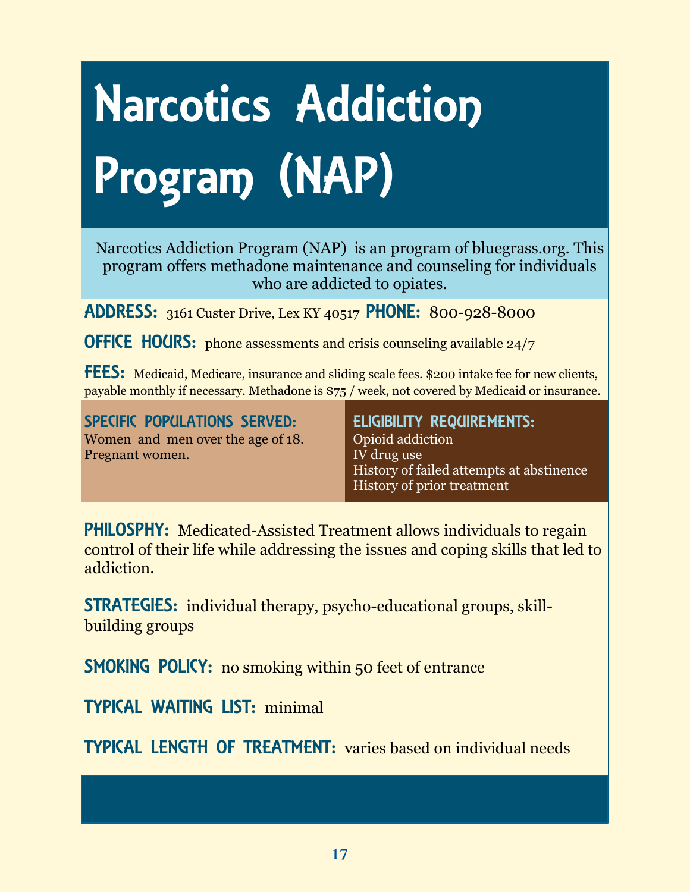# Narcotics Addiction Program (NAP)

Narcotics Addiction Program (NAP) is an program of bluegrass.org. This program offers methadone maintenance and counseling for individuals who are addicted to opiates.

**ADDRESS:** 3161 Custer Drive, Lex KY 40517 **PHONE:** 800-928-8000

**OFFICE HOURS:** phone assessments and crisis counseling available 24/7

**FEES:** Medicaid, Medicare, insurance and sliding scale fees. $200 intake fee for new clients, payable monthly if necessary. Methadone is $75 / week, not covered by Medicaid or insurance.

**SPECIFIC POPULATIONS SERVED:**
Women and men over the age of 18.
Pregnant women.

**ELIGIBILITY REQUIREMENTS:**
Opioid addiction
IV drug use
History of failed attempts at abstinence
History of prior treatment

**PHILOSPHY:** Medicated-Assisted Treatment allows individuals to regain control of their life while addressing the issues and coping skills that led to addiction.

**STRATEGIES:** individual therapy, psycho-educational groups, skill-building groups

**SMOKING POLICY:** no smoking within 50 feet of entrance

**TYPICAL WAITING LIST:** minimal

**TYPICAL LENGTH OF TREATMENT:** varies based on individual needs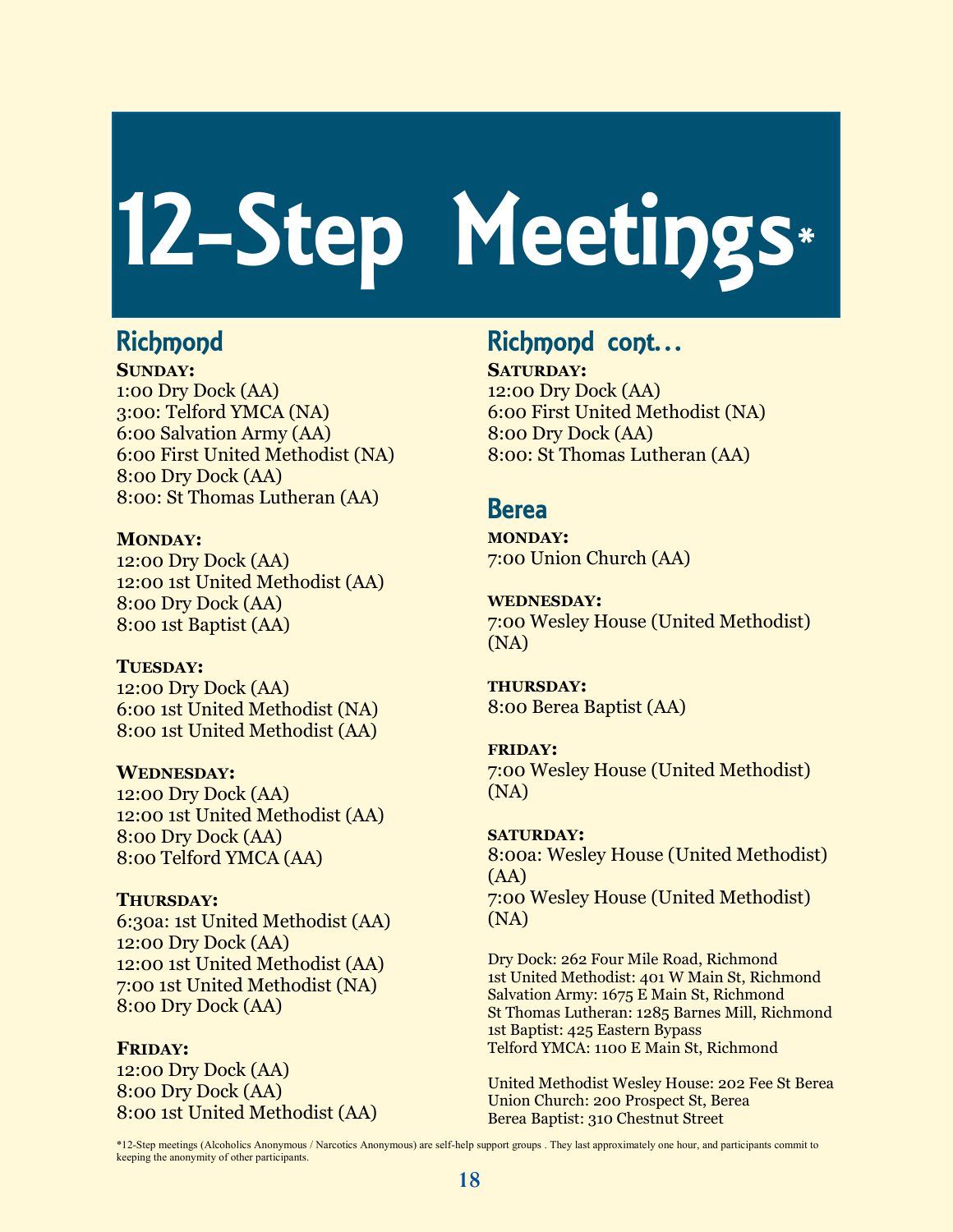# 12-Step Meetings*

## Richmond

**SUNDAY:**
1:00 Dry Dock (AA)
3:00: Telford YMCA (NA)
6:00 Salvation Army (AA)
6:00 First United Methodist (NA)
8:00 Dry Dock (AA)
8:00: St Thomas Lutheran (AA)

**MONDAY:**
12:00 Dry Dock (AA)
12:00 1st United Methodist (AA)
8:00 Dry Dock (AA)
8:00 1st Baptist (AA)

**TUESDAY:**
12:00 Dry Dock (AA)
6:00 1st United Methodist (NA)
8:00 1st United Methodist (AA)

**WEDNESDAY:**
12:00 Dry Dock (AA)
12:00 1st United Methodist (AA)
8:00 Dry Dock (AA)
8:00 Telford YMCA (AA)

**THURSDAY:**
6:30a: 1st United Methodist (AA)
12:00 Dry Dock (AA)
12:00 1st United Methodist (AA)
7:00 1st United Methodist (NA)
8:00 Dry Dock (AA)

**FRIDAY:**
12:00 Dry Dock (AA)
8:00 Dry Dock (AA)
8:00 1st United Methodist (AA)

## Richmond cont...

**SATURDAY:**
12:00 Dry Dock (AA)
6:00 First United Methodist (NA)
8:00 Dry Dock (AA)
8:00: St Thomas Lutheran (AA)

## Berea

**MONDAY:**
7:00 Union Church (AA)

**WEDNESDAY:**
7:00 Wesley House (United Methodist) (NA)

**THURSDAY:**
8:00 Berea Baptist (AA)

**FRIDAY:**
7:00 Wesley House (United Methodist) (NA)

**SATURDAY:**
8:00a: Wesley House (United Methodist) (AA)
7:00 Wesley House (United Methodist) (NA)

Dry Dock: 262 Four Mile Road, Richmond
1st United Methodist: 401 W Main St, Richmond
Salvation Army: 1675 E Main St, Richmond
St Thomas Lutheran: 1285 Barnes Mill, Richmond
1st Baptist: 425 Eastern Bypass
Telford YMCA: 1100 E Main St, Richmond

United Methodist Wesley House: 202 Fee St Berea
Union Church: 200 Prospect St, Berea
Berea Baptist: 310 Chestnut Street

*12-Step meetings (Alcoholics Anonymous / Narcotics Anonymous) are self-help support groups . They last approximately one hour, and participants commit to keeping the anonymity of other participants.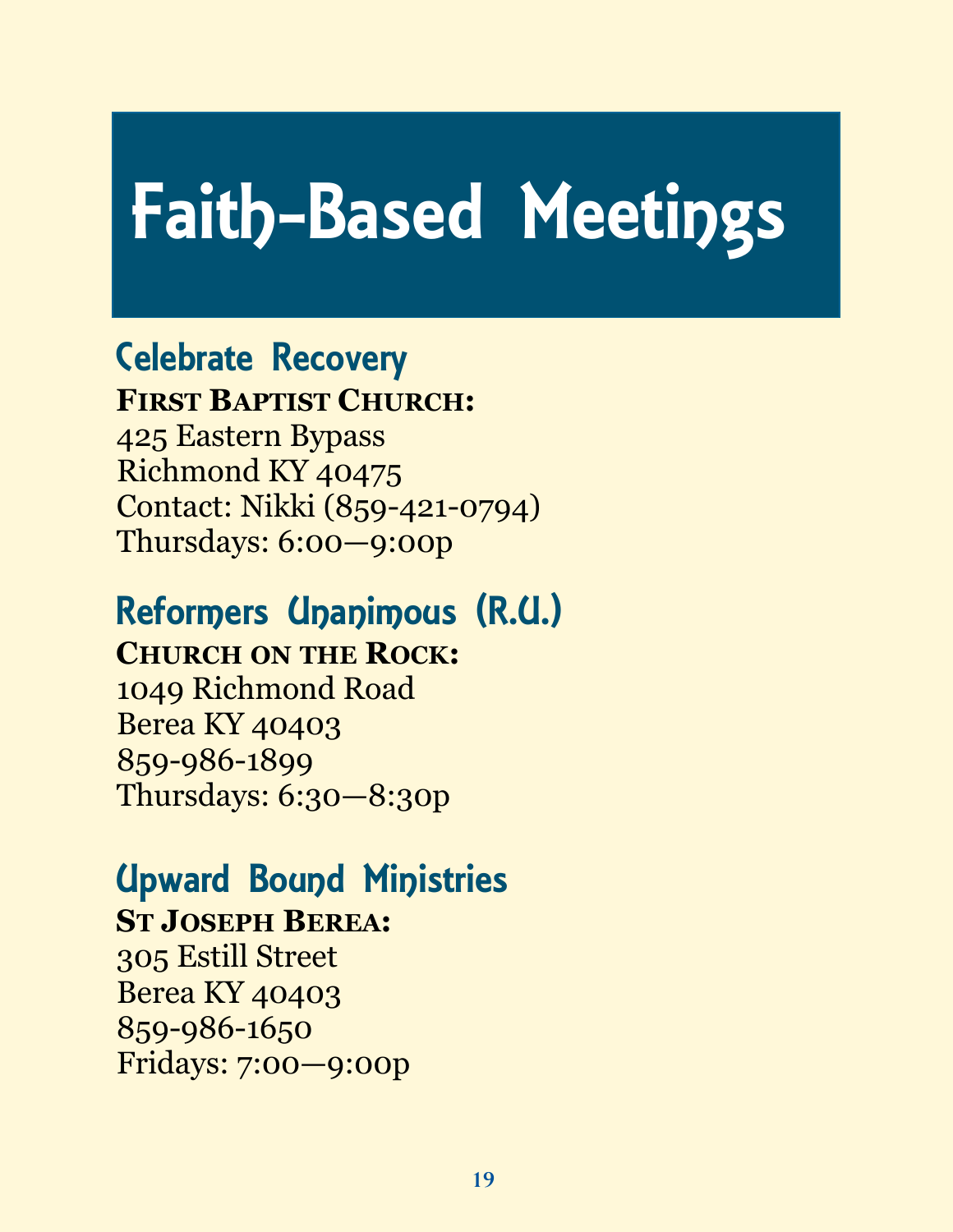# Faith-Based Meetings

## Celebrate Recovery

**First Baptist Church:**
425 Eastern Bypass
Richmond KY 40475
Contact: Nikki (859-421-0794)
Thursdays: 6:00—9:00p

## Reformers Unanimous (R.U.)

**Church on the Rock:**
1049 Richmond Road
Berea KY 40403
859-986-1899
Thursdays: 6:30—8:30p

## Upward Bound Ministries

**St Joseph Berea:**
305 Estill Street
Berea KY 40403
859-986-1650
Fridays: 7:00—9:00p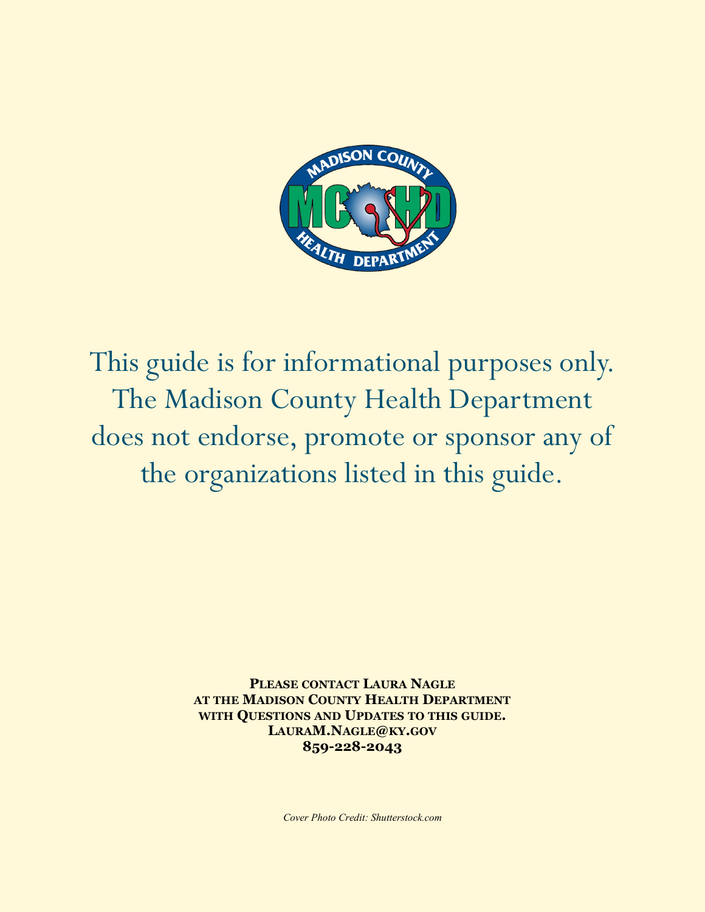This guide is for informational purposes only. The Madison County Health Department does not endorse, promote or sponsor any of the organizations listed in this guide.

**Please contact Laura Nagle at the Madison County Health Department with Questions and Updates to this guide.**
**LauraM.Nagle@ky.gov**
**859-228-2043**

*Cover Photo Credit: Shutterstock.com*